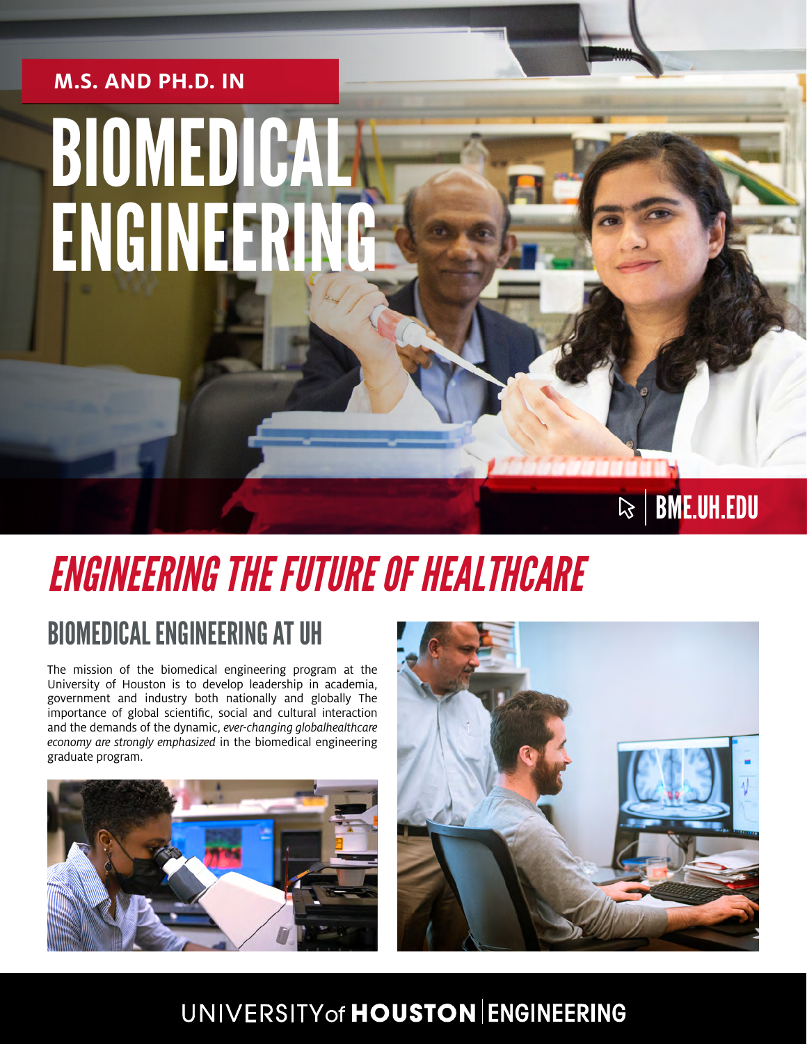M.S. AND PH.D. IN

# BIOMEDICAL ENGINEERING

BME.UH.EDU

## *ENGINEERING THE FUTURE OF HEALTHCARE*

### BIOMEDICAL ENGINEERING AT UH

The mission of the biomedical engineering program at the University of Houston is to develop leadership in academia, government and industry both nationally and globally The importance of global scientific, social and cultural interaction and the demands of the dynamic, *ever-changing globalhealthcare economy are strongly emphasized* in the biomedical engineering graduate program.

UNIVERSITY of HOUSTON | ENGINEERING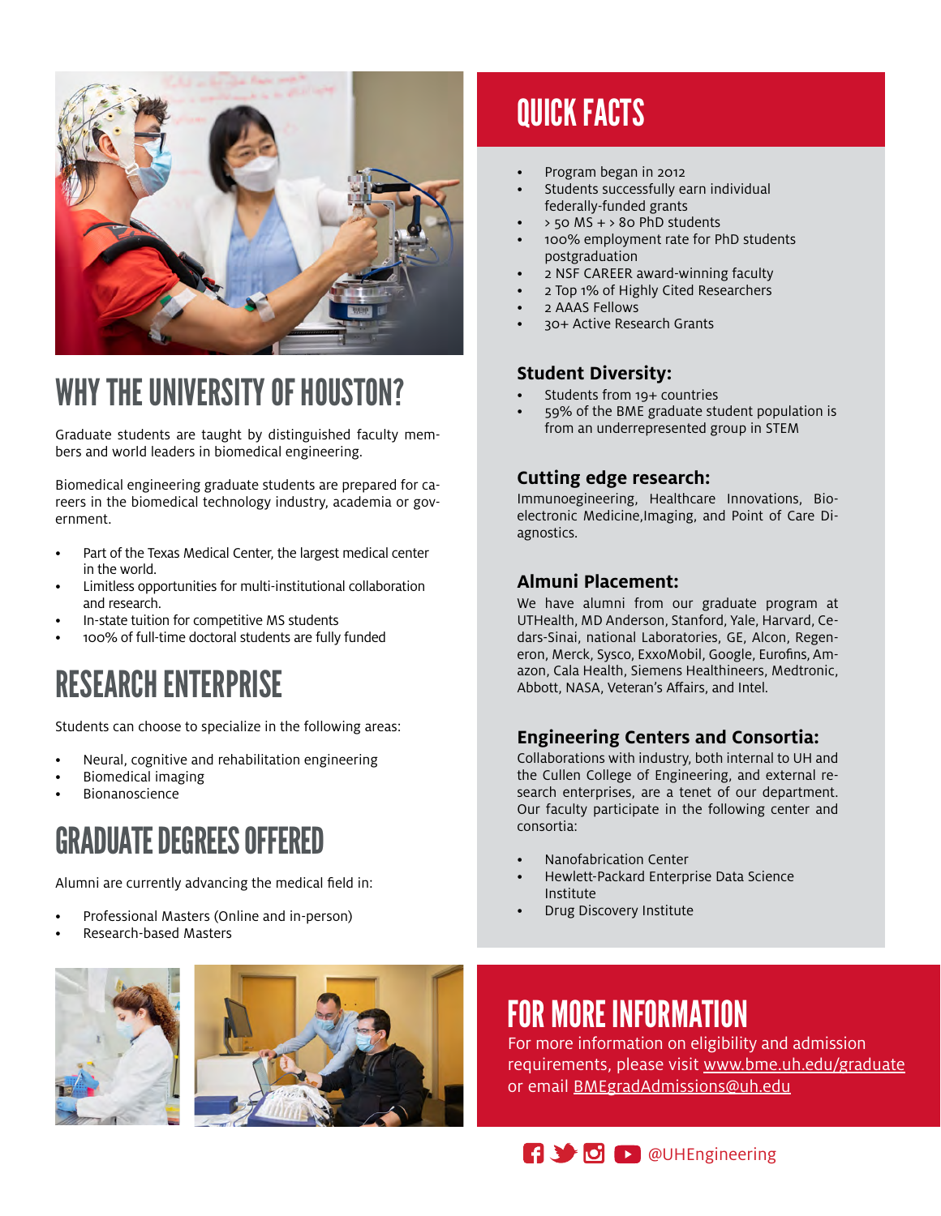## WHY THE UNIVERSITY OF HOUSTON?

Graduate students are taught by distinguished faculty members and world leaders in biomedical engineering.

Biomedical engineering graduate students are prepared for careers in the biomedical technology industry, academia or government.

- Part of the Texas Medical Center, the largest medical center in the world.
- Limitless opportunities for multi-institutional collaboration and research.
- In-state tuition for competitive MS students
- 100% of full-time doctoral students are fully funded

## RESEARCH ENTERPRISE

Students can choose to specialize in the following areas:

- Neural, cognitive and rehabilitation engineering
- Biomedical imaging
- Bionanoscience

## GRADUATE DEGREES OFFERED

Alumni are currently advancing the medical field in:

- Professional Masters (Online and in-person)
- Research-based Masters

## QUICK FACTS

- Program began in 2012
- Students successfully earn individual federally-funded grants
- > 50 MS + > 80 PhD students
- 100% employment rate for PhD students postgraduation
- 2 NSF CAREER award-winning faculty
- 2 Top 1% of Highly Cited Researchers
- 2 AAAS Fellows
- 30+ Active Research Grants

### Student Diversity:

- Students from 19+ countries
- 59% of the BME graduate student population is from an underrepresented group in STEM

### Cutting edge research:

Immunoengineering, Healthcare Innovations, Bioelectronic Medicine,Imaging, and Point of Care Diagnostics.

### Almuni Placement:

We have alumni from our graduate program at UTHealth, MD Anderson, Stanford, Yale, Harvard, Cedars-Sinai, national Laboratories, GE, Alcon, Regeneron, Merck, Sysco, ExxoMobil, Google, Eurofins, Amazon, Cala Health, Siemens Healthineers, Medtronic, Abbott, NASA, Veteran's Affairs, and Intel.

### Engineering Centers and Consortia:

Collaborations with industry, both internal to UH and the Cullen College of Engineering, and external research enterprises, are a tenet of our department. Our faculty participate in the following center and consortia:

- Nanofabrication Center
- Hewlett-Packard Enterprise Data Science Institute
- Drug Discovery Institute

## FOR MORE INFORMATION

For more information on eligibility and admission requirements, please visit www.bme.uh.edu/graduate or email BMEgradAdmissions@uh.edu

@UHEngineering